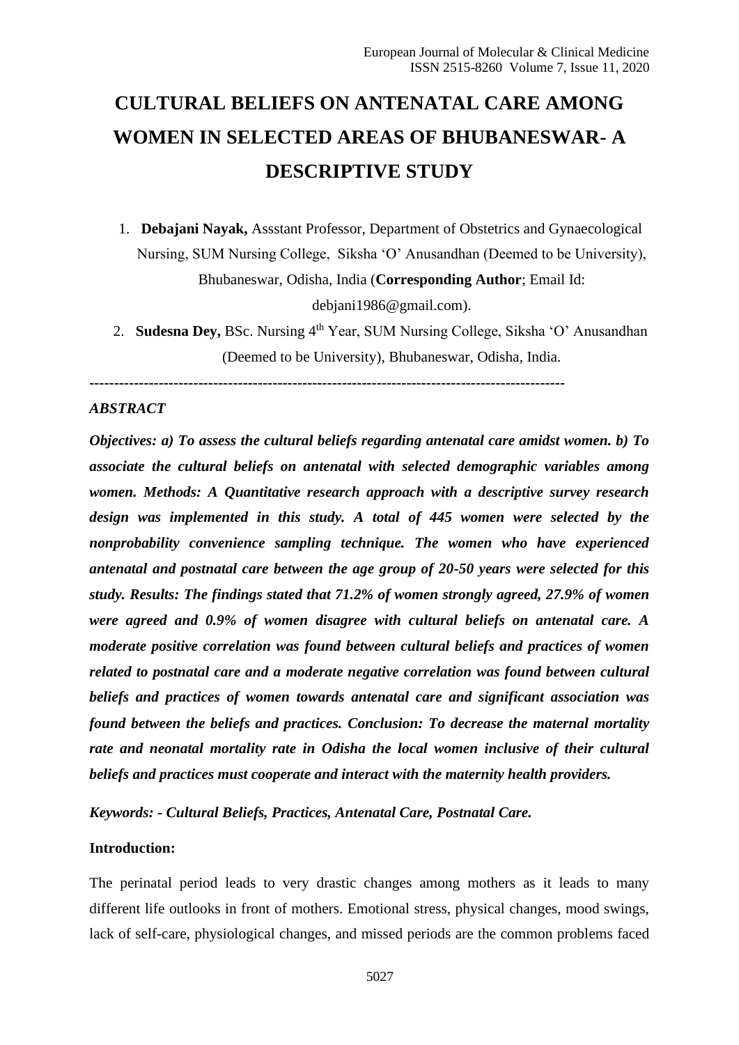# CULTURAL BELIEFS ON ANTENATAL CARE AMONG WOMEN IN SELECTED AREAS OF BHUBANESWAR- A DESCRIPTIVE STUDY

1. **Debajani Nayak,** Assstant Professor, Department of Obstetrics and Gynaecological Nursing, SUM Nursing College, Siksha 'O' Anusandhan (Deemed to be University), Bhubaneswar, Odisha, India (**Corresponding Author**; Email Id: debjani1986@gmail.com).
2. **Sudesna Dey,** BSc. Nursing 4th Year, SUM Nursing College, Siksha 'O' Anusandhan (Deemed to be University), Bhubaneswar, Odisha, India.

---

***ABSTRACT***

***Objectives: a) To assess the cultural beliefs regarding antenatal care amidst women. b) To associate the cultural beliefs on antenatal with selected demographic variables among women. Methods: A Quantitative research approach with a descriptive survey research design was implemented in this study. A total of 445 women were selected by the nonprobability convenience sampling technique. The women who have experienced antenatal and postnatal care between the age group of 20-50 years were selected for this study. Results: The findings stated that 71.2% of women strongly agreed, 27.9% of women were agreed and 0.9% of women disagree with cultural beliefs on antenatal care. A moderate positive correlation was found between cultural beliefs and practices of women related to postnatal care and a moderate negative correlation was found between cultural beliefs and practices of women towards antenatal care and significant association was found between the beliefs and practices. Conclusion: To decrease the maternal mortality rate and neonatal mortality rate in Odisha the local women inclusive of their cultural beliefs and practices must cooperate and interact with the maternity health providers.***

***Keywords: - Cultural Beliefs, Practices, Antenatal Care, Postnatal Care.***

**Introduction:**

The perinatal period leads to very drastic changes among mothers as it leads to many different life outlooks in front of mothers. Emotional stress, physical changes, mood swings, lack of self-care, physiological changes, and missed periods are the common problems faced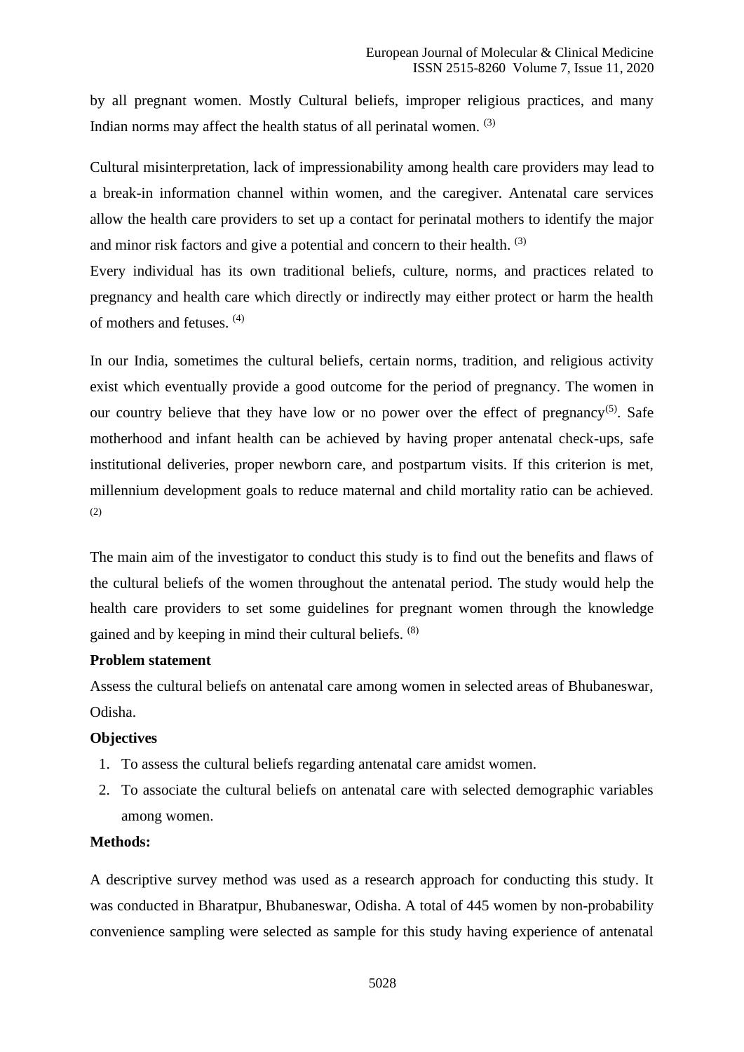by all pregnant women. Mostly Cultural beliefs, improper religious practices, and many Indian norms may affect the health status of all perinatal women. [3]

Cultural misinterpretation, lack of impressionability among health care providers may lead to a break-in information channel within women, and the caregiver. Antenatal care services allow the health care providers to set up a contact for perinatal mothers to identify the major and minor risk factors and give a potential and concern to their health. [3]

Every individual has its own traditional beliefs, culture, norms, and practices related to pregnancy and health care which directly or indirectly may either protect or harm the health of mothers and fetuses. [4]

In our India, sometimes the cultural beliefs, certain norms, tradition, and religious activity exist which eventually provide a good outcome for the period of pregnancy. The women in our country believe that they have low or no power over the effect of pregnancy[5]. Safe motherhood and infant health can be achieved by having proper antenatal check-ups, safe institutional deliveries, proper newborn care, and postpartum visits. If this criterion is met, millennium development goals to reduce maternal and child mortality ratio can be achieved. [2]

The main aim of the investigator to conduct this study is to find out the benefits and flaws of the cultural beliefs of the women throughout the antenatal period. The study would help the health care providers to set some guidelines for pregnant women through the knowledge gained and by keeping in mind their cultural beliefs. [8]

**Problem statement**

Assess the cultural beliefs on antenatal care among women in selected areas of Bhubaneswar, Odisha.

**Objectives**

1. To assess the cultural beliefs regarding antenatal care amidst women.
2. To associate the cultural beliefs on antenatal care with selected demographic variables among women.

**Methods:**

A descriptive survey method was used as a research approach for conducting this study. It was conducted in Bharatpur, Bhubaneswar, Odisha. A total of 445 women by non-probability convenience sampling were selected as sample for this study having experience of antenatal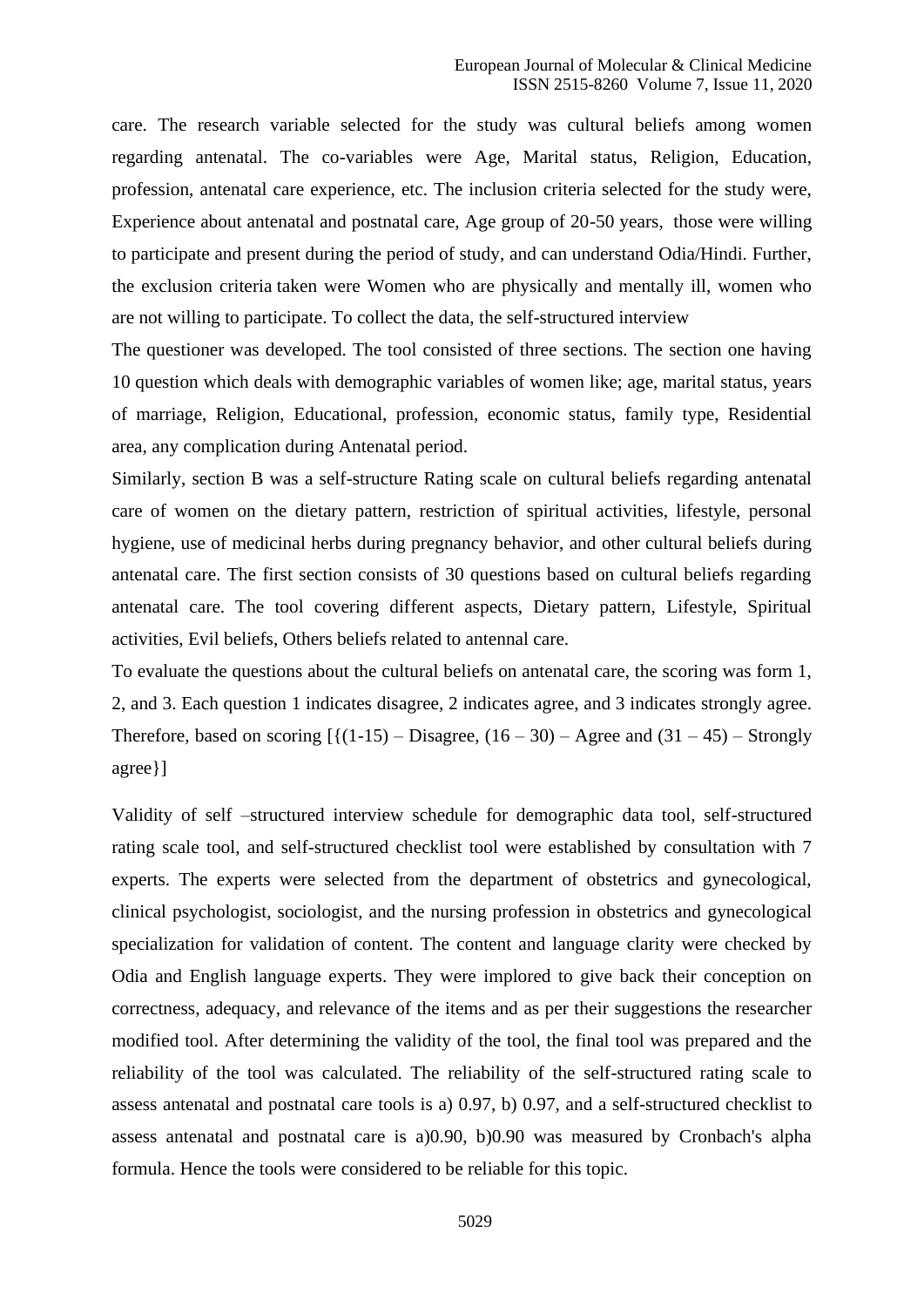care. The research variable selected for the study was cultural beliefs among women regarding antenatal. The co-variables were Age, Marital status, Religion, Education, profession, antenatal care experience, etc. The inclusion criteria selected for the study were, Experience about antenatal and postnatal care, Age group of 20-50 years, those were willing to participate and present during the period of study, and can understand Odia/Hindi. Further, the exclusion criteria taken were Women who are physically and mentally ill, women who are not willing to participate. To collect the data, the self-structured interview

The questioner was developed. The tool consisted of three sections. The section one having 10 question which deals with demographic variables of women like; age, marital status, years of marriage, Religion, Educational, profession, economic status, family type, Residential area, any complication during Antenatal period.

Similarly, section B was a self-structure Rating scale on cultural beliefs regarding antenatal care of women on the dietary pattern, restriction of spiritual activities, lifestyle, personal hygiene, use of medicinal herbs during pregnancy behavior, and other cultural beliefs during antenatal care. The first section consists of 30 questions based on cultural beliefs regarding antenatal care. The tool covering different aspects, Dietary pattern, Lifestyle, Spiritual activities, Evil beliefs, Others beliefs related to antennal care.

To evaluate the questions about the cultural beliefs on antenatal care, the scoring was form 1, 2, and 3. Each question 1 indicates disagree, 2 indicates agree, and 3 indicates strongly agree. Therefore, based on scoring [{(1-15) – Disagree, (16 – 30) – Agree and (31 – 45) – Strongly agree}]

Validity of self –structured interview schedule for demographic data tool, self-structured rating scale tool, and self-structured checklist tool were established by consultation with 7 experts. The experts were selected from the department of obstetrics and gynecological, clinical psychologist, sociologist, and the nursing profession in obstetrics and gynecological specialization for validation of content. The content and language clarity were checked by Odia and English language experts. They were implored to give back their conception on correctness, adequacy, and relevance of the items and as per their suggestions the researcher modified tool. After determining the validity of the tool, the final tool was prepared and the reliability of the tool was calculated. The reliability of the self-structured rating scale to assess antenatal and postnatal care tools is a) 0.97, b) 0.97, and a self-structured checklist to assess antenatal and postnatal care is a)0.90, b)0.90 was measured by Cronbach's alpha formula. Hence the tools were considered to be reliable for this topic.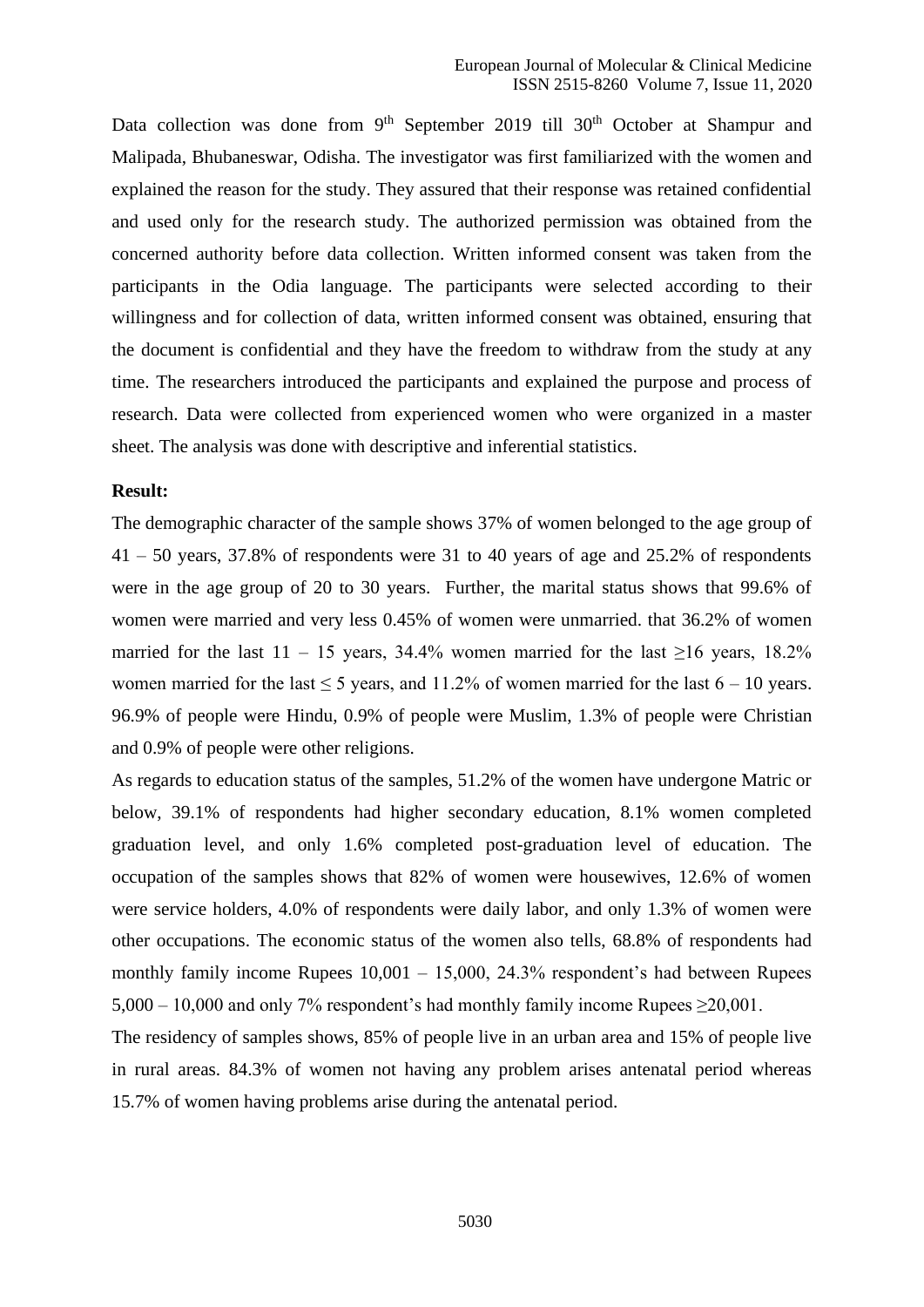Data collection was done from 9th September 2019 till 30th October at Shampur and Malipada, Bhubaneswar, Odisha. The investigator was first familiarized with the women and explained the reason for the study. They assured that their response was retained confidential and used only for the research study. The authorized permission was obtained from the concerned authority before data collection. Written informed consent was taken from the participants in the Odia language. The participants were selected according to their willingness and for collection of data, written informed consent was obtained, ensuring that the document is confidential and they have the freedom to withdraw from the study at any time. The researchers introduced the participants and explained the purpose and process of research. Data were collected from experienced women who were organized in a master sheet. The analysis was done with descriptive and inferential statistics.

**Result:**

The demographic character of the sample shows 37% of women belonged to the age group of 41 – 50 years, 37.8% of respondents were 31 to 40 years of age and 25.2% of respondents were in the age group of 20 to 30 years. Further, the marital status shows that 99.6% of women were married and very less 0.45% of women were unmarried. that 36.2% of women married for the last 11 – 15 years, 34.4% women married for the last ≥16 years, 18.2% women married for the last ≤ 5 years, and 11.2% of women married for the last 6 – 10 years. 96.9% of people were Hindu, 0.9% of people were Muslim, 1.3% of people were Christian and 0.9% of people were other religions.

As regards to education status of the samples, 51.2% of the women have undergone Matric or below, 39.1% of respondents had higher secondary education, 8.1% women completed graduation level, and only 1.6% completed post-graduation level of education. The occupation of the samples shows that 82% of women were housewives, 12.6% of women were service holders, 4.0% of respondents were daily labor, and only 1.3% of women were other occupations. The economic status of the women also tells, 68.8% of respondents had monthly family income Rupees 10,001 – 15,000, 24.3% respondent's had between Rupees 5,000 – 10,000 and only 7% respondent's had monthly family income Rupees ≥20,001.

The residency of samples shows, 85% of people live in an urban area and 15% of people live in rural areas. 84.3% of women not having any problem arises antenatal period whereas 15.7% of women having problems arise during the antenatal period.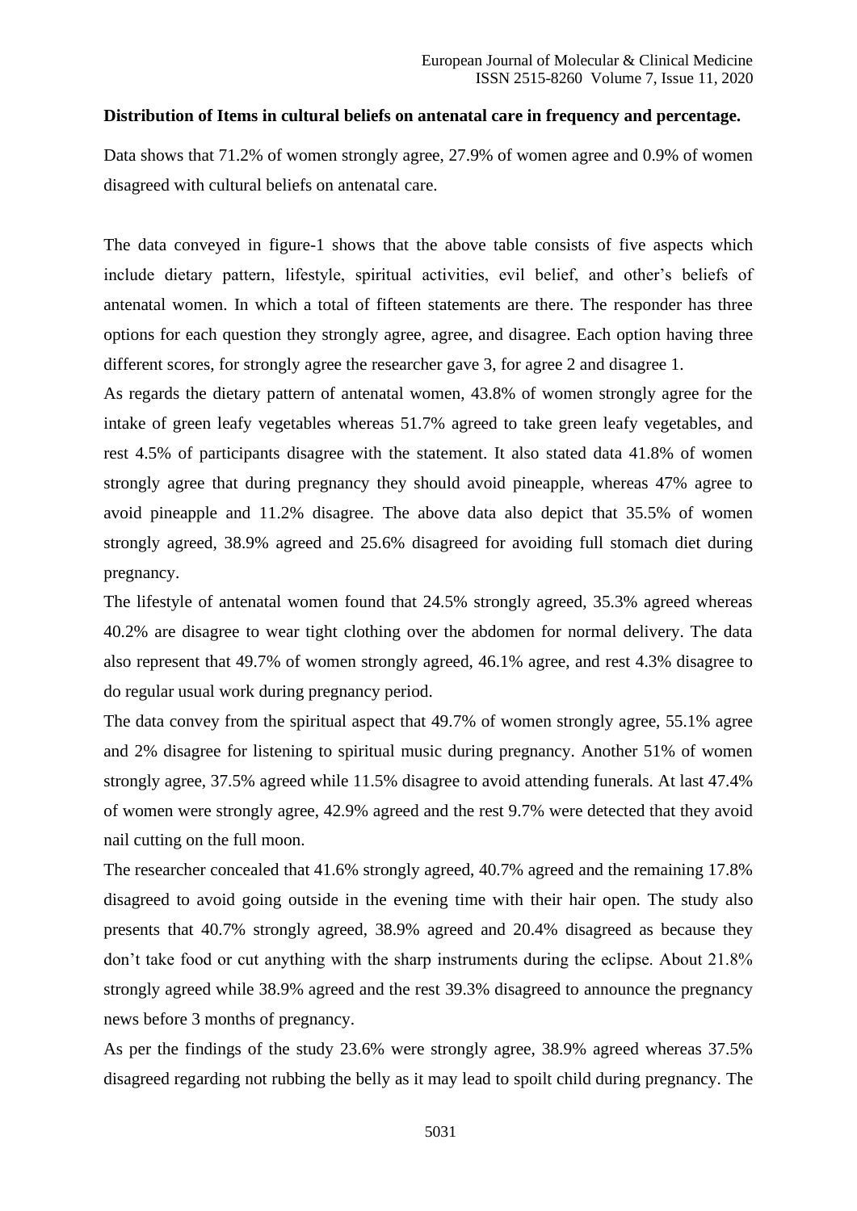**Distribution of Items in cultural beliefs on antenatal care in frequency and percentage.**

Data shows that 71.2% of women strongly agree, 27.9% of women agree and 0.9% of women disagreed with cultural beliefs on antenatal care.

The data conveyed in figure-1 shows that the above table consists of five aspects which include dietary pattern, lifestyle, spiritual activities, evil belief, and other's beliefs of antenatal women. In which a total of fifteen statements are there. The responder has three options for each question they strongly agree, agree, and disagree. Each option having three different scores, for strongly agree the researcher gave 3, for agree 2 and disagree 1.

As regards the dietary pattern of antenatal women, 43.8% of women strongly agree for the intake of green leafy vegetables whereas 51.7% agreed to take green leafy vegetables, and rest 4.5% of participants disagree with the statement. It also stated data 41.8% of women strongly agree that during pregnancy they should avoid pineapple, whereas 47% agree to avoid pineapple and 11.2% disagree. The above data also depict that 35.5% of women strongly agreed, 38.9% agreed and 25.6% disagreed for avoiding full stomach diet during pregnancy.

The lifestyle of antenatal women found that 24.5% strongly agreed, 35.3% agreed whereas 40.2% are disagree to wear tight clothing over the abdomen for normal delivery. The data also represent that 49.7% of women strongly agreed, 46.1% agree, and rest 4.3% disagree to do regular usual work during pregnancy period.

The data convey from the spiritual aspect that 49.7% of women strongly agree, 55.1% agree and 2% disagree for listening to spiritual music during pregnancy. Another 51% of women strongly agree, 37.5% agreed while 11.5% disagree to avoid attending funerals. At last 47.4% of women were strongly agree, 42.9% agreed and the rest 9.7% were detected that they avoid nail cutting on the full moon.

The researcher concealed that 41.6% strongly agreed, 40.7% agreed and the remaining 17.8% disagreed to avoid going outside in the evening time with their hair open. The study also presents that 40.7% strongly agreed, 38.9% agreed and 20.4% disagreed as because they don't take food or cut anything with the sharp instruments during the eclipse. About 21.8% strongly agreed while 38.9% agreed and the rest 39.3% disagreed to announce the pregnancy news before 3 months of pregnancy.

As per the findings of the study 23.6% were strongly agree, 38.9% agreed whereas 37.5% disagreed regarding not rubbing the belly as it may lead to spoilt child during pregnancy. The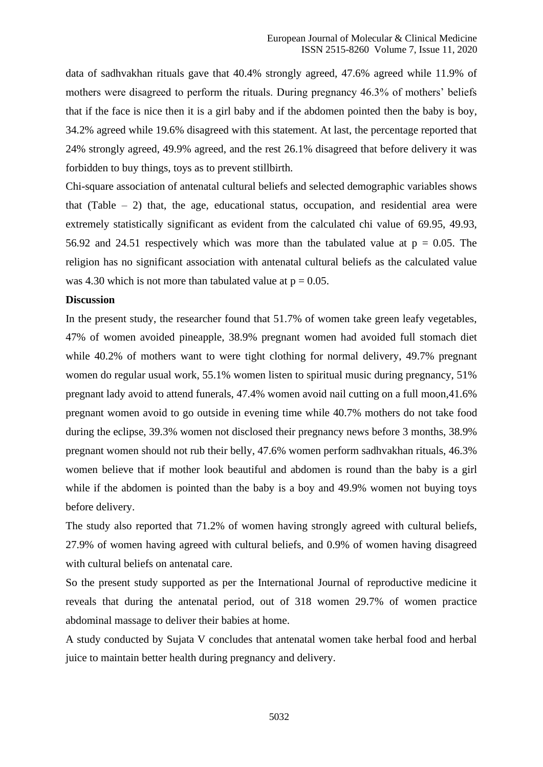data of sadhvakhan rituals gave that 40.4% strongly agreed, 47.6% agreed while 11.9% of mothers were disagreed to perform the rituals. During pregnancy 46.3% of mothers' beliefs that if the face is nice then it is a girl baby and if the abdomen pointed then the baby is boy, 34.2% agreed while 19.6% disagreed with this statement. At last, the percentage reported that 24% strongly agreed, 49.9% agreed, and the rest 26.1% disagreed that before delivery it was forbidden to buy things, toys as to prevent stillbirth.

Chi-square association of antenatal cultural beliefs and selected demographic variables shows that (Table – 2) that, the age, educational status, occupation, and residential area were extremely statistically significant as evident from the calculated chi value of 69.95, 49.93, 56.92 and 24.51 respectively which was more than the tabulated value at $p = 0.05$. The religion has no significant association with antenatal cultural beliefs as the calculated value was 4.30 which is not more than tabulated value at $p = 0.05$.

**Discussion**

In the present study, the researcher found that 51.7% of women take green leafy vegetables, 47% of women avoided pineapple, 38.9% pregnant women had avoided full stomach diet while 40.2% of mothers want to were tight clothing for normal delivery, 49.7% pregnant women do regular usual work, 55.1% women listen to spiritual music during pregnancy, 51% pregnant lady avoid to attend funerals, 47.4% women avoid nail cutting on a full moon,41.6% pregnant women avoid to go outside in evening time while 40.7% mothers do not take food during the eclipse, 39.3% women not disclosed their pregnancy news before 3 months, 38.9% pregnant women should not rub their belly, 47.6% women perform sadhvakhan rituals, 46.3% women believe that if mother look beautiful and abdomen is round than the baby is a girl while if the abdomen is pointed than the baby is a boy and 49.9% women not buying toys before delivery.

The study also reported that 71.2% of women having strongly agreed with cultural beliefs, 27.9% of women having agreed with cultural beliefs, and 0.9% of women having disagreed with cultural beliefs on antenatal care.

So the present study supported as per the International Journal of reproductive medicine it reveals that during the antenatal period, out of 318 women 29.7% of women practice abdominal massage to deliver their babies at home.

A study conducted by Sujata V concludes that antenatal women take herbal food and herbal juice to maintain better health during pregnancy and delivery.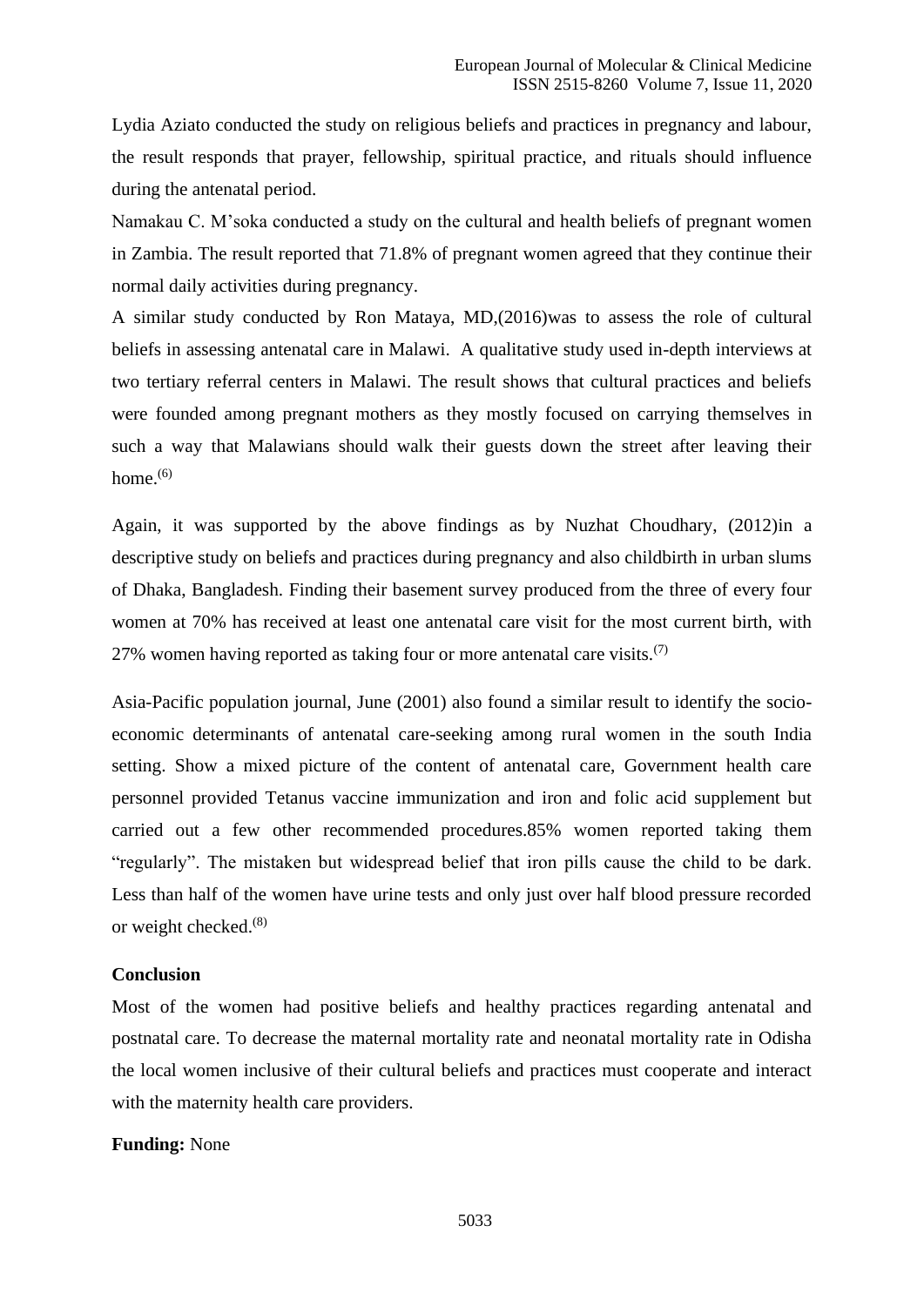Lydia Aziato conducted the study on religious beliefs and practices in pregnancy and labour, the result responds that prayer, fellowship, spiritual practice, and rituals should influence during the antenatal period.

Namakau C. M'soka conducted a study on the cultural and health beliefs of pregnant women in Zambia. The result reported that 71.8% of pregnant women agreed that they continue their normal daily activities during pregnancy.

A similar study conducted by Ron Mataya, MD,(2016)was to assess the role of cultural beliefs in assessing antenatal care in Malawi. A qualitative study used in-depth interviews at two tertiary referral centers in Malawi. The result shows that cultural practices and beliefs were founded among pregnant mothers as they mostly focused on carrying themselves in such a way that Malawians should walk their guests down the street after leaving their home.[6]

Again, it was supported by the above findings as by Nuzhat Choudhary, (2012)in a descriptive study on beliefs and practices during pregnancy and also childbirth in urban slums of Dhaka, Bangladesh. Finding their basement survey produced from the three of every four women at 70% has received at least one antenatal care visit for the most current birth, with 27% women having reported as taking four or more antenatal care visits.[7]

Asia-Pacific population journal, June (2001) also found a similar result to identify the socio-economic determinants of antenatal care-seeking among rural women in the south India setting. Show a mixed picture of the content of antenatal care, Government health care personnel provided Tetanus vaccine immunization and iron and folic acid supplement but carried out a few other recommended procedures.85% women reported taking them "regularly". The mistaken but widespread belief that iron pills cause the child to be dark. Less than half of the women have urine tests and only just over half blood pressure recorded or weight checked.[8]

## Conclusion

Most of the women had positive beliefs and healthy practices regarding antenatal and postnatal care. To decrease the maternal mortality rate and neonatal mortality rate in Odisha the local women inclusive of their cultural beliefs and practices must cooperate and interact with the maternity health care providers.

**Funding:** None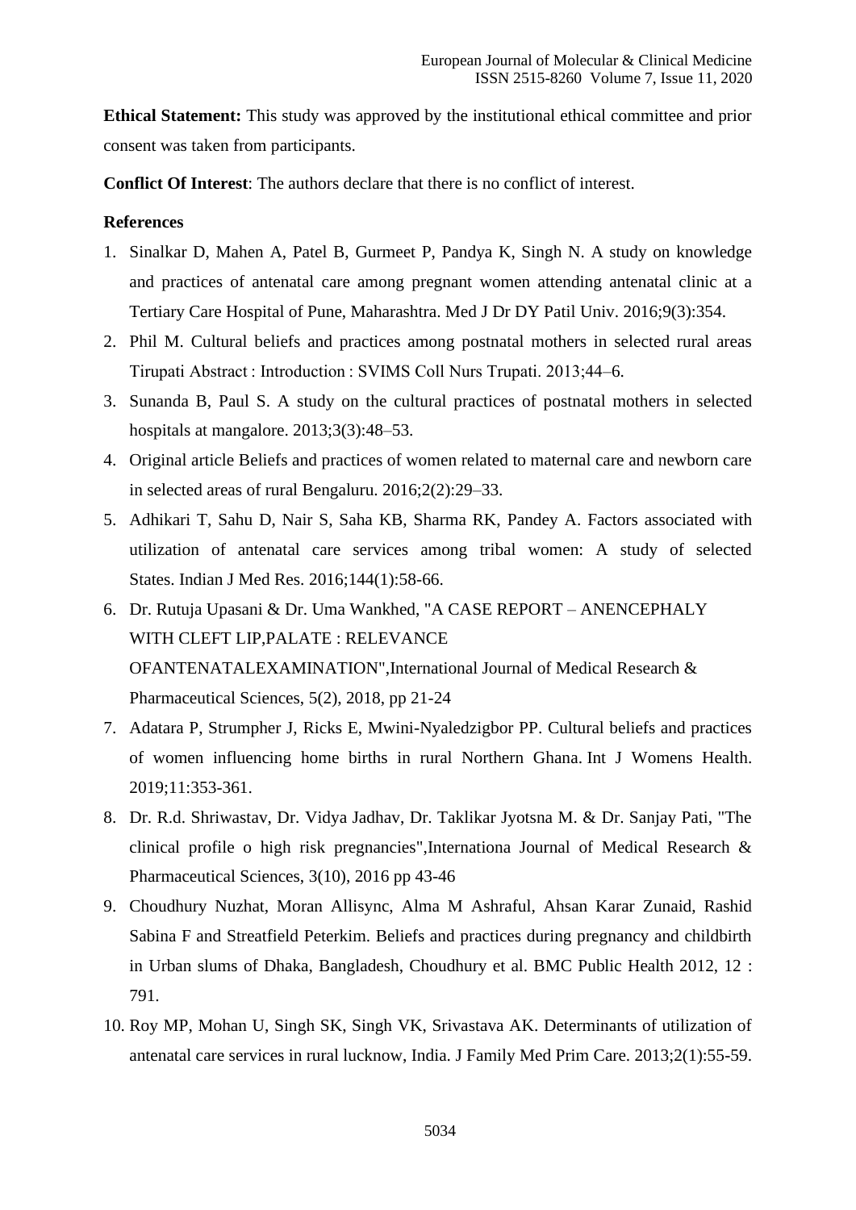**Ethical Statement:** This study was approved by the institutional ethical committee and prior consent was taken from participants.

**Conflict Of Interest**: The authors declare that there is no conflict of interest.

**References**

1. Sinalkar D, Mahen A, Patel B, Gurmeet P, Pandya K, Singh N. A study on knowledge and practices of antenatal care among pregnant women attending antenatal clinic at a Tertiary Care Hospital of Pune, Maharashtra. Med J Dr DY Patil Univ. 2016;9(3):354.
2. Phil M. Cultural beliefs and practices among postnatal mothers in selected rural areas Tirupati Abstract : Introduction : SVIMS Coll Nurs Trupati. 2013;44–6.
3. Sunanda B, Paul S. A study on the cultural practices of postnatal mothers in selected hospitals at mangalore. 2013;3(3):48–53.
4. Original article Beliefs and practices of women related to maternal care and newborn care in selected areas of rural Bengaluru. 2016;2(2):29–33.
5. Adhikari T, Sahu D, Nair S, Saha KB, Sharma RK, Pandey A. Factors associated with utilization of antenatal care services among tribal women: A study of selected States. Indian J Med Res. 2016;144(1):58-66.
6. Dr. Rutuja Upasani & Dr. Uma Wankhed, "A CASE REPORT – ANENCEPHALY WITH CLEFT LIP,PALATE : RELEVANCE OFANTENATALEXAMINATION",International Journal of Medical Research & Pharmaceutical Sciences, 5(2), 2018, pp 21-24
7. Adatara P, Strumpher J, Ricks E, Mwini-Nyaledzigbor PP. Cultural beliefs and practices of women influencing home births in rural Northern Ghana. Int J Womens Health. 2019;11:353-361.
8. Dr. R.d. Shriwastav, Dr. Vidya Jadhav, Dr. Taklikar Jyotsna M. & Dr. Sanjay Pati, "The clinical profile o high risk pregnancies",Internationa Journal of Medical Research & Pharmaceutical Sciences, 3(10), 2016 pp 43-46
9. Choudhury Nuzhat, Moran Allisync, Alma M Ashraful, Ahsan Karar Zunaid, Rashid Sabina F and Streatfield Peterkim. Beliefs and practices during pregnancy and childbirth in Urban slums of Dhaka, Bangladesh, Choudhury et al. BMC Public Health 2012, 12 : 791.
10. Roy MP, Mohan U, Singh SK, Singh VK, Srivastava AK. Determinants of utilization of antenatal care services in rural lucknow, India. J Family Med Prim Care. 2013;2(1):55-59.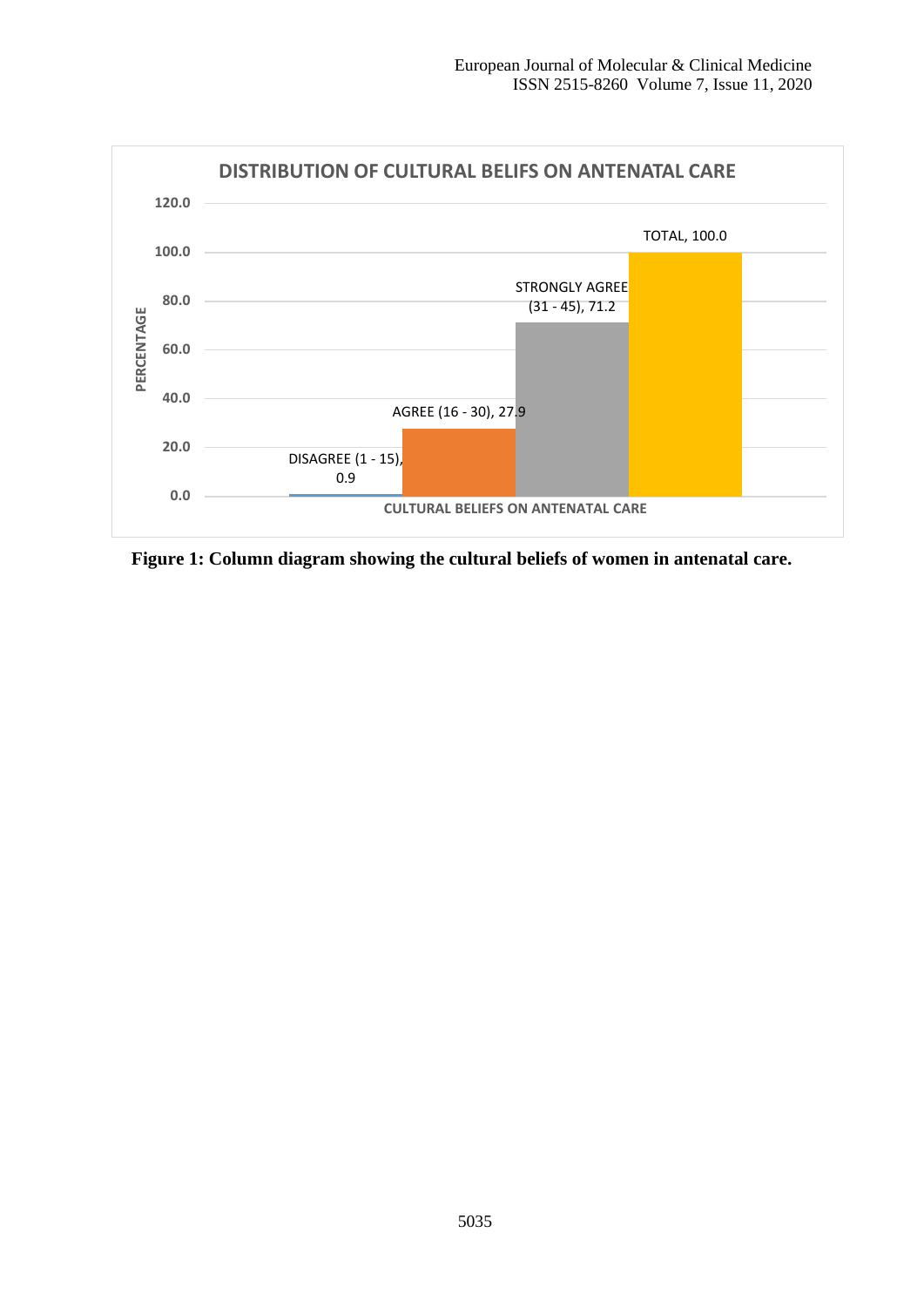**DISTRIBUTION OF CULTURAL BELIFS ON ANTENATAL CARE**

| Cultural beliefs on antenatal care | Percentage |
|---|---|
| DISAGREE (1 - 15) | 0.9 |
| AGREE (16 - 30) | 27.9 |
| STRONGLY AGREE (31 - 45) | 71.2 |
| TOTAL | 100.0 |

**Figure 1: Column diagram showing the cultural beliefs of women in antenatal care.**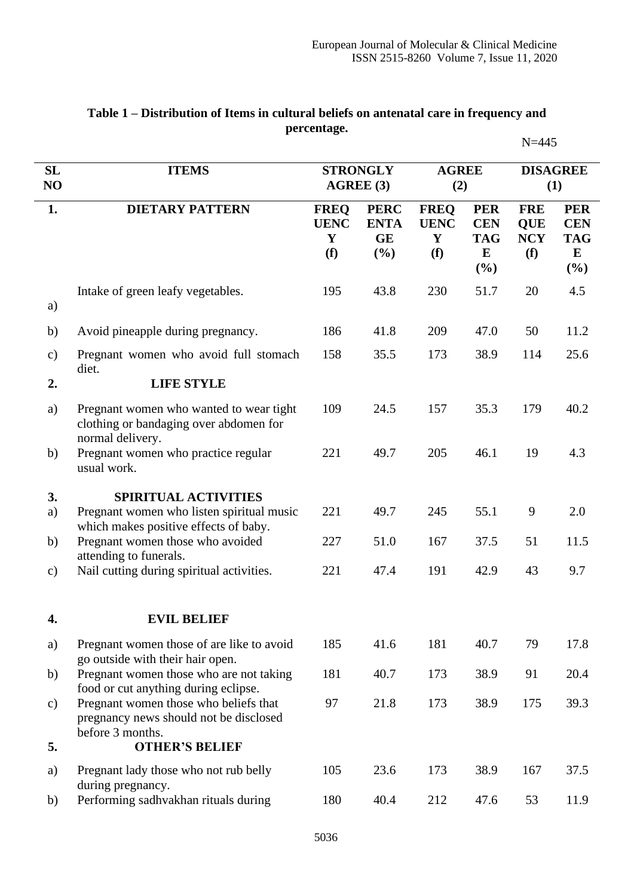**Table 1 – Distribution of Items in cultural beliefs on antenatal care in frequency and percentage.**

N=445

| SL NO | ITEMS | STRONGLY AGREE (3) | | AGREE (2) | | DISAGREE (1) | |
|---|---|---|---|---|---|---|---|
| **1.** | **DIETARY PATTERN** | **FREQUENCY (f)** | **PERCENTAGE (%)** | **FREQUENCY (f)** | **PERCENTAGE (%)** | **FREQUENCY (f)** | **PERCENTAGE (%)** |
| a) | Intake of green leafy vegetables. | 195 | 43.8 | 230 | 51.7 | 20 | 4.5 |
| b) | Avoid pineapple during pregnancy. | 186 | 41.8 | 209 | 47.0 | 50 | 11.2 |
| c) | Pregnant women who avoid full stomach diet. | 158 | 35.5 | 173 | 38.9 | 114 | 25.6 |
| **2.** | **LIFE STYLE** | | | | | | |
| a) | Pregnant women who wanted to wear tight clothing or bandaging over abdomen for normal delivery. | 109 | 24.5 | 157 | 35.3 | 179 | 40.2 |
| b) | Pregnant women who practice regular usual work. | 221 | 49.7 | 205 | 46.1 | 19 | 4.3 |
| **3.** | **SPIRITUAL ACTIVITIES** | | | | | | |
| a) | Pregnant women who listen spiritual music which makes positive effects of baby. | 221 | 49.7 | 245 | 55.1 | 9 | 2.0 |
| b) | Pregnant women those who avoided attending to funerals. | 227 | 51.0 | 167 | 37.5 | 51 | 11.5 |
| c) | Nail cutting during spiritual activities. | 221 | 47.4 | 191 | 42.9 | 43 | 9.7 |
| **4.** | **EVIL BELIEF** | | | | | | |
| a) | Pregnant women those of are like to avoid go outside with their hair open. | 185 | 41.6 | 181 | 40.7 | 79 | 17.8 |
| b) | Pregnant women those who are not taking food or cut anything during eclipse. | 181 | 40.7 | 173 | 38.9 | 91 | 20.4 |
| c) | Pregnant women those who beliefs that pregnancy news should not be disclosed before 3 months. | 97 | 21.8 | 173 | 38.9 | 175 | 39.3 |
| **5.** | **OTHER'S BELIEF** | | | | | | |
| a) | Pregnant lady those who not rub belly during pregnancy. | 105 | 23.6 | 173 | 38.9 | 167 | 37.5 |
| b) | Performing sadhvakhan rituals during | 180 | 40.4 | 212 | 47.6 | 53 | 11.9 |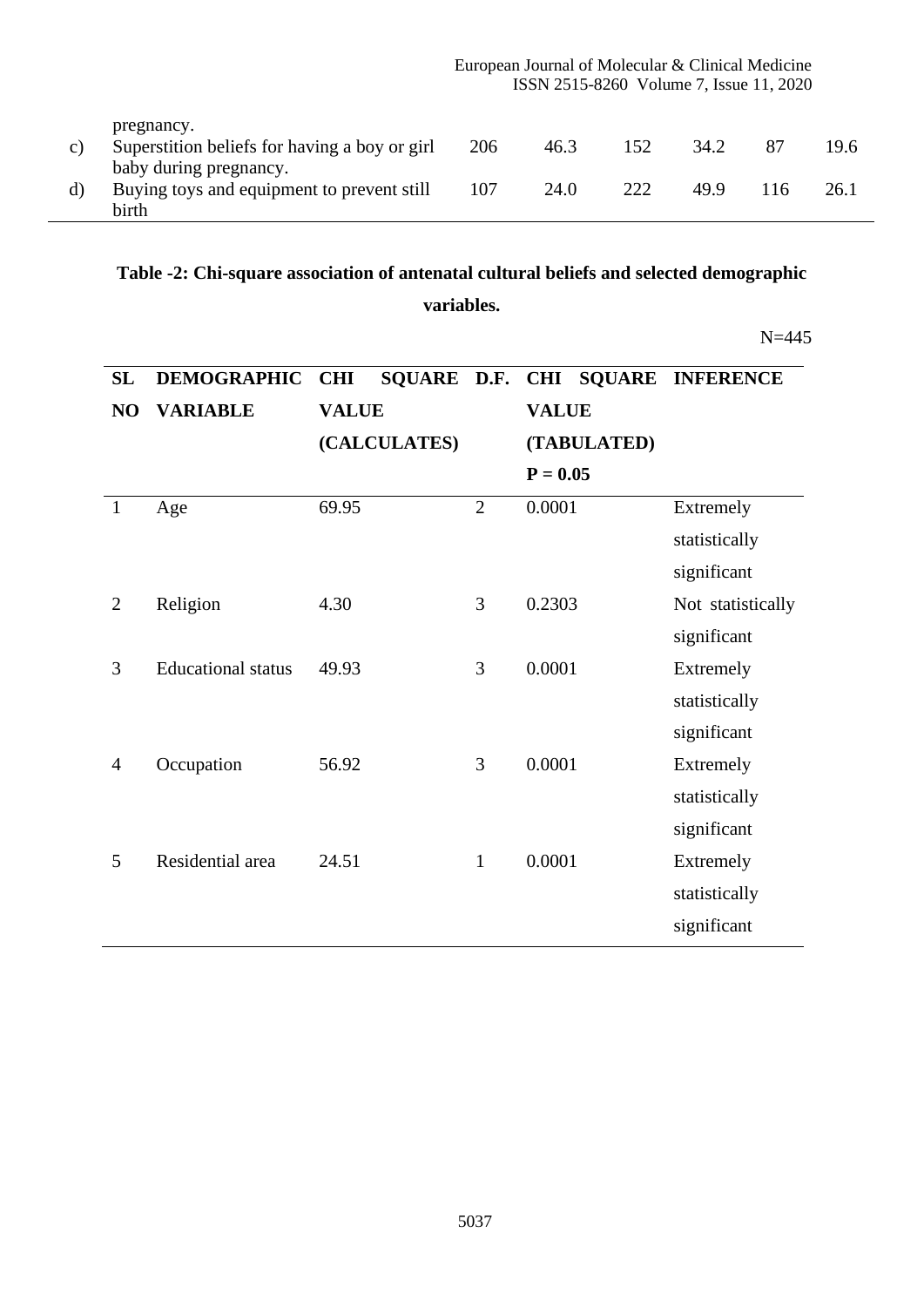| | | | | | | | |
|---|---|---|---|---|---|---|---|
| | pregnancy. | | | | | | |
| c) | Superstition beliefs for having a boy or girl baby during pregnancy. | 206 | 46.3 | 152 | 34.2 | 87 | 19.6 |
| d) | Buying toys and equipment to prevent still birth | 107 | 24.0 | 222 | 49.9 | 116 | 26.1 |

**Table -2: Chi-square association of antenatal cultural beliefs and selected demographic variables.**

N=445

| SL NO | DEMOGRAPHIC VARIABLE | CHI SQUARE VALUE (CALCULATES) | D.F. | CHI SQUARE VALUE (TABULATED) $P = 0.05$ | INFERENCE |
|---|---|---|---|---|---|
| 1 | Age | 69.95 | 2 | 0.0001 | Extremely statistically significant |
| 2 | Religion | 4.30 | 3 | 0.2303 | Not statistically significant |
| 3 | Educational status | 49.93 | 3 | 0.0001 | Extremely statistically significant |
| 4 | Occupation | 56.92 | 3 | 0.0001 | Extremely statistically significant |
| 5 | Residential area | 24.51 | 1 | 0.0001 | Extremely statistically significant |